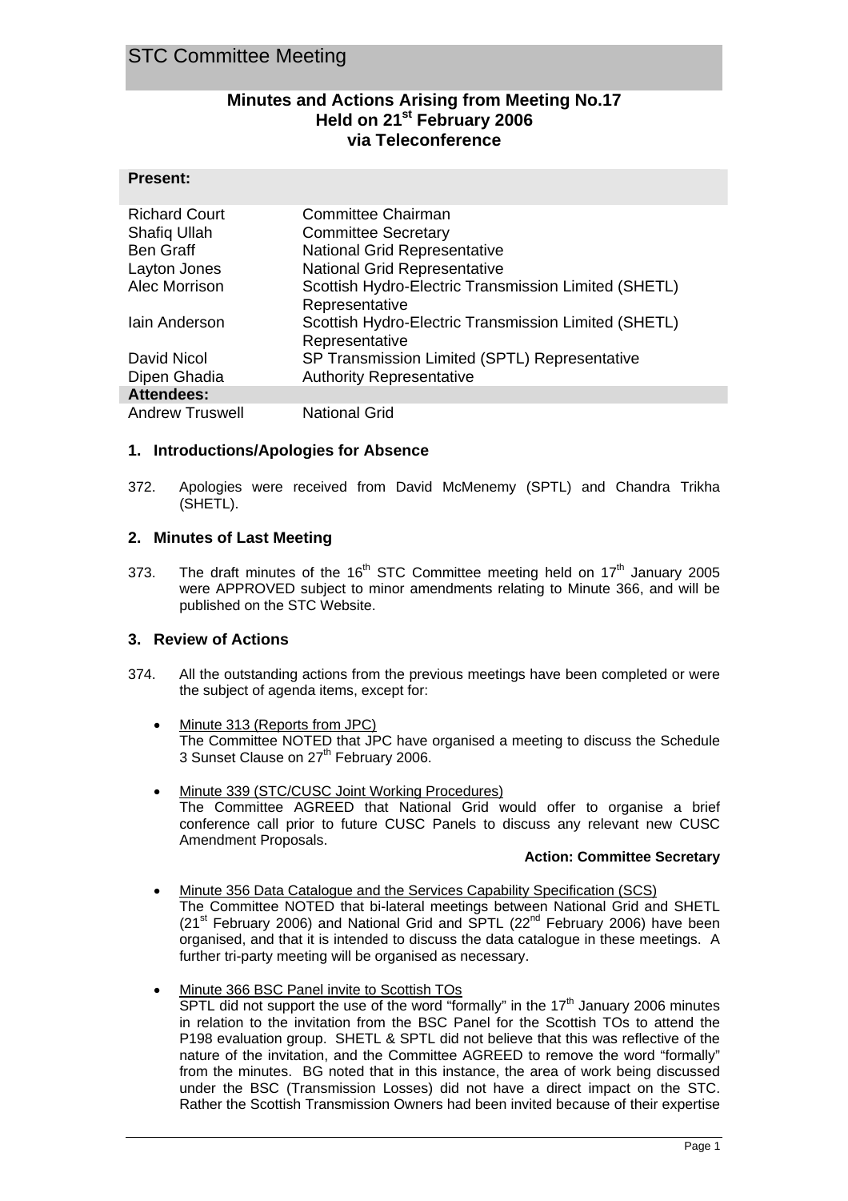# STC Committee Meeting

## Minutes and Actions Arising from Meeting No.17
## Held on 21st February 2006
## via Teleconference

**Present:**

| | |
|---|---|
| Richard Court | Committee Chairman |
| Shafiq Ullah | Committee Secretary |
| Ben Graff | National Grid Representative |
| Layton Jones | National Grid Representative |
| Alec Morrison | Scottish Hydro-Electric Transmission Limited (SHETL) Representative |
| Iain Anderson | Scottish Hydro-Electric Transmission Limited (SHETL) Representative |
| David Nicol | SP Transmission Limited (SPTL) Representative |
| Dipen Ghadia | Authority Representative |
| **Attendees:** | |
| Andrew Truswell | National Grid |

### 1. Introductions/Apologies for Absence

372. Apologies were received from David McMenemy (SPTL) and Chandra Trikha (SHETL).

### 2. Minutes of Last Meeting

373. The draft minutes of the 16th STC Committee meeting held on 17th January 2005 were APPROVED subject to minor amendments relating to Minute 366, and will be published on the STC Website.

### 3. Review of Actions

374. All the outstanding actions from the previous meetings have been completed or were the subject of agenda items, except for:

- Minute 313 (Reports from JPC)
  The Committee NOTED that JPC have organised a meeting to discuss the Schedule 3 Sunset Clause on 27th February 2006.

- Minute 339 (STC/CUSC Joint Working Procedures)
  The Committee AGREED that National Grid would offer to organise a brief conference call prior to future CUSC Panels to discuss any relevant new CUSC Amendment Proposals.

  **Action: Committee Secretary**

- Minute 356 Data Catalogue and the Services Capability Specification (SCS)
  The Committee NOTED that bi-lateral meetings between National Grid and SHETL (21st February 2006) and National Grid and SPTL (22nd February 2006) have been organised, and that it is intended to discuss the data catalogue in these meetings. A further tri-party meeting will be organised as necessary.

- Minute 366 BSC Panel invite to Scottish TOs
  SPTL did not support the use of the word "formally" in the 17th January 2006 minutes in relation to the invitation from the BSC Panel for the Scottish TOs to attend the P198 evaluation group. SHETL & SPTL did not believe that this was reflective of the nature of the invitation, and the Committee AGREED to remove the word "formally" from the minutes. BG noted that in this instance, the area of work being discussed under the BSC (Transmission Losses) did not have a direct impact on the STC. Rather the Scottish Transmission Owners had been invited because of their expertise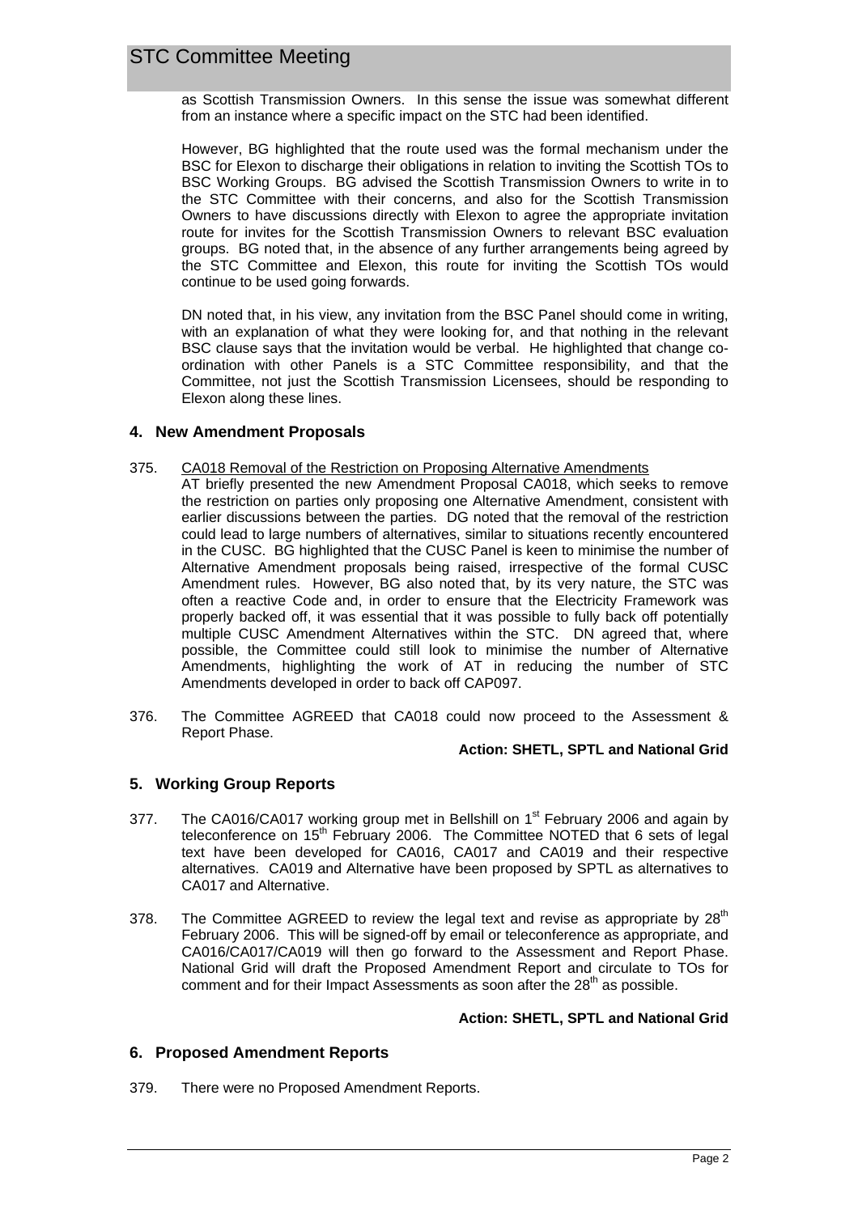as Scottish Transmission Owners. In this sense the issue was somewhat different from an instance where a specific impact on the STC had been identified.

However, BG highlighted that the route used was the formal mechanism under the BSC for Elexon to discharge their obligations in relation to inviting the Scottish TOs to BSC Working Groups. BG advised the Scottish Transmission Owners to write in to the STC Committee with their concerns, and also for the Scottish Transmission Owners to have discussions directly with Elexon to agree the appropriate invitation route for invites for the Scottish Transmission Owners to relevant BSC evaluation groups. BG noted that, in the absence of any further arrangements being agreed by the STC Committee and Elexon, this route for inviting the Scottish TOs would continue to be used going forwards.

DN noted that, in his view, any invitation from the BSC Panel should come in writing, with an explanation of what they were looking for, and that nothing in the relevant BSC clause says that the invitation would be verbal. He highlighted that change co-ordination with other Panels is a STC Committee responsibility, and that the Committee, not just the Scottish Transmission Licensees, should be responding to Elexon along these lines.

## 4. New Amendment Proposals

375. CA018 Removal of the Restriction on Proposing Alternative Amendments
AT briefly presented the new Amendment Proposal CA018, which seeks to remove the restriction on parties only proposing one Alternative Amendment, consistent with earlier discussions between the parties. DG noted that the removal of the restriction could lead to large numbers of alternatives, similar to situations recently encountered in the CUSC. BG highlighted that the CUSC Panel is keen to minimise the number of Alternative Amendment proposals being raised, irrespective of the formal CUSC Amendment rules. However, BG also noted that, by its very nature, the STC was often a reactive Code and, in order to ensure that the Electricity Framework was properly backed off, it was essential that it was possible to fully back off potentially multiple CUSC Amendment Alternatives within the STC. DN agreed that, where possible, the Committee could still look to minimise the number of Alternative Amendments, highlighting the work of AT in reducing the number of STC Amendments developed in order to back off CAP097.

376. The Committee AGREED that CA018 could now proceed to the Assessment & Report Phase.

**Action: SHETL, SPTL and National Grid**

## 5. Working Group Reports

377. The CA016/CA017 working group met in Bellshill on 1st February 2006 and again by teleconference on 15th February 2006. The Committee NOTED that 6 sets of legal text have been developed for CA016, CA017 and CA019 and their respective alternatives. CA019 and Alternative have been proposed by SPTL as alternatives to CA017 and Alternative.

378. The Committee AGREED to review the legal text and revise as appropriate by 28th February 2006. This will be signed-off by email or teleconference as appropriate, and CA016/CA017/CA019 will then go forward to the Assessment and Report Phase. National Grid will draft the Proposed Amendment Report and circulate to TOs for comment and for their Impact Assessments as soon after the 28th as possible.

**Action: SHETL, SPTL and National Grid**

## 6. Proposed Amendment Reports

379. There were no Proposed Amendment Reports.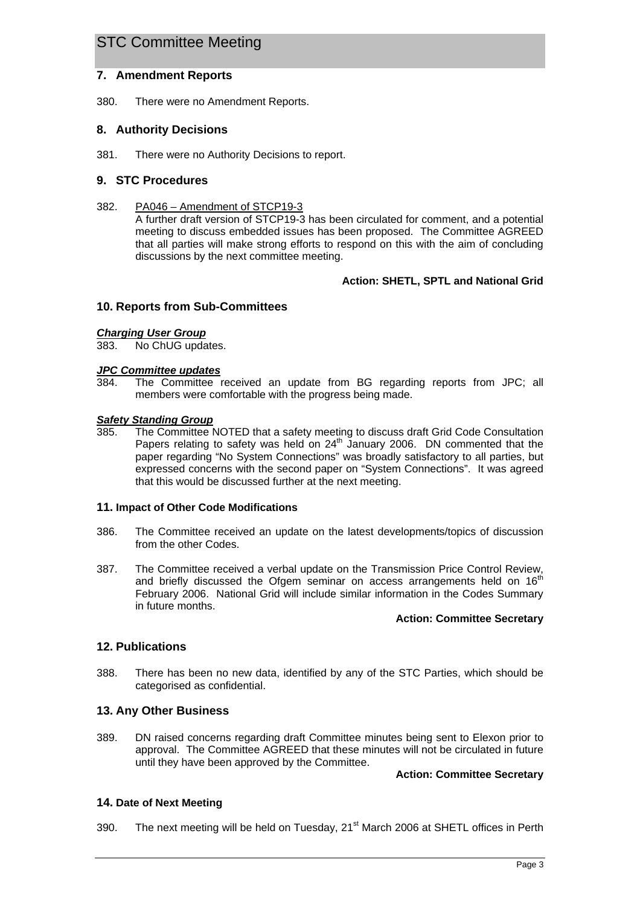## 7. Amendment Reports

380. There were no Amendment Reports.

## 8. Authority Decisions

381. There were no Authority Decisions to report.

## 9. STC Procedures

382. PA046 – Amendment of STCP19-3

A further draft version of STCP19-3 has been circulated for comment, and a potential meeting to discuss embedded issues has been proposed. The Committee AGREED that all parties will make strong efforts to respond on this with the aim of concluding discussions by the next committee meeting.

**Action: SHETL, SPTL and National Grid**

## 10. Reports from Sub-Committees

***Charging User Group***

383. No ChUG updates.

***JPC Committee updates***

384. The Committee received an update from BG regarding reports from JPC; all members were comfortable with the progress being made.

***Safety Standing Group***

385. The Committee NOTED that a safety meeting to discuss draft Grid Code Consultation Papers relating to safety was held on 24th January 2006. DN commented that the paper regarding "No System Connections" was broadly satisfactory to all parties, but expressed concerns with the second paper on "System Connections". It was agreed that this would be discussed further at the next meeting.

## 11. Impact of Other Code Modifications

386. The Committee received an update on the latest developments/topics of discussion from the other Codes.

387. The Committee received a verbal update on the Transmission Price Control Review, and briefly discussed the Ofgem seminar on access arrangements held on 16th February 2006. National Grid will include similar information in the Codes Summary in future months.

**Action: Committee Secretary**

## 12. Publications

388. There has been no new data, identified by any of the STC Parties, which should be categorised as confidential.

## 13. Any Other Business

389. DN raised concerns regarding draft Committee minutes being sent to Elexon prior to approval. The Committee AGREED that these minutes will not be circulated in future until they have been approved by the Committee.

**Action: Committee Secretary**

## 14. Date of Next Meeting

390. The next meeting will be held on Tuesday, 21st March 2006 at SHETL offices in Perth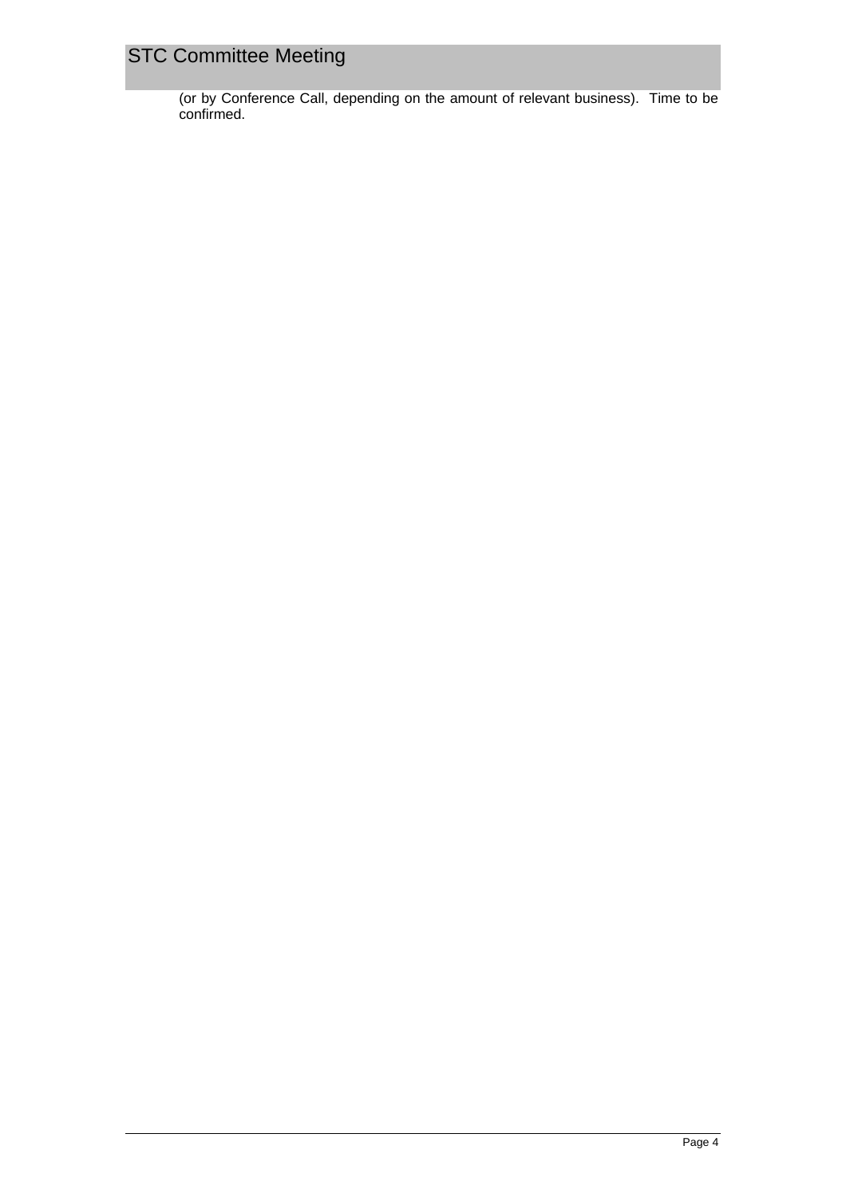# STC Committee Meeting

(or by Conference Call, depending on the amount of relevant business). Time to be confirmed.